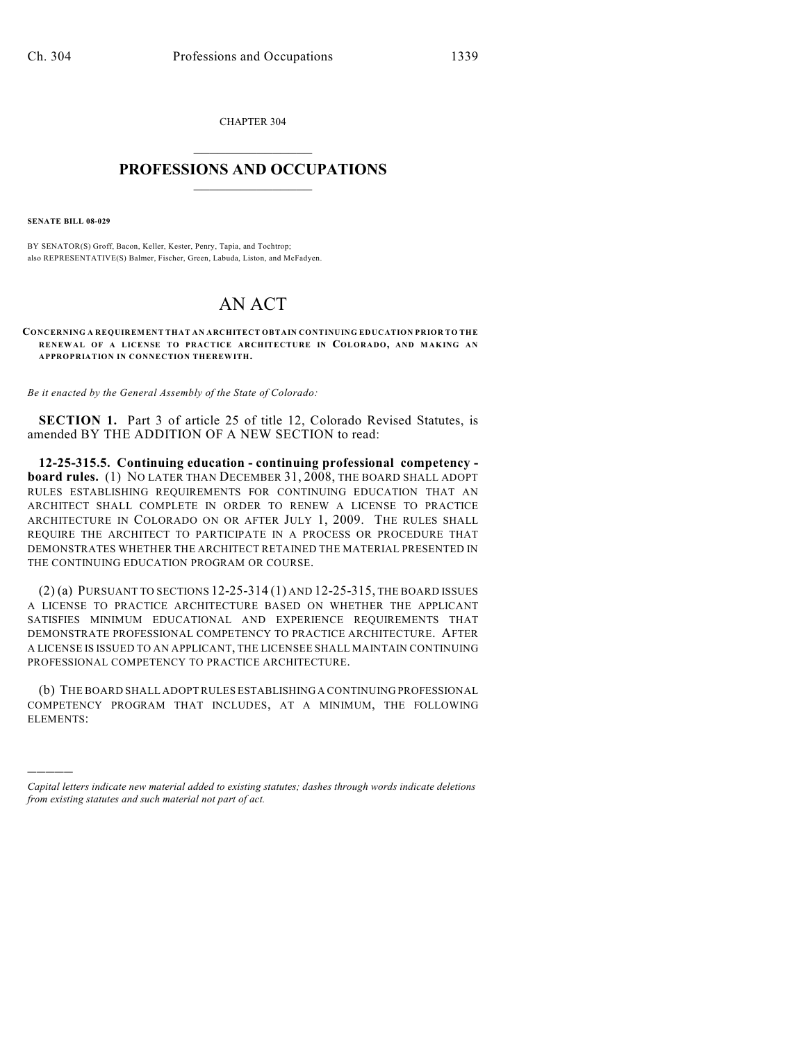CHAPTER 304

# PROFESSIONS AND OCCUPATIONS

**SENATE BILL 08-029**

BY SENATOR(S) Groff, Bacon, Keller, Kester, Penry, Tapia, and Tochtrop;
also REPRESENTATIVE(S) Balmer, Fischer, Green, Labuda, Liston, and McFadyen.

# AN ACT

**CONCERNING A REQUIREMENT THAT AN ARCHITECT OBTAIN CONTINUING EDUCATION PRIOR TO THE RENEWAL OF A LICENSE TO PRACTICE ARCHITECTURE IN COLORADO, AND MAKING AN APPROPRIATION IN CONNECTION THEREWITH.**

*Be it enacted by the General Assembly of the State of Colorado:*

**SECTION 1.** Part 3 of article 25 of title 12, Colorado Revised Statutes, is amended BY THE ADDITION OF A NEW SECTION to read:

**12-25-315.5. Continuing education - continuing professional competency - board rules.** (1) NO LATER THAN DECEMBER 31, 2008, THE BOARD SHALL ADOPT RULES ESTABLISHING REQUIREMENTS FOR CONTINUING EDUCATION THAT AN ARCHITECT SHALL COMPLETE IN ORDER TO RENEW A LICENSE TO PRACTICE ARCHITECTURE IN COLORADO ON OR AFTER JULY 1, 2009. THE RULES SHALL REQUIRE THE ARCHITECT TO PARTICIPATE IN A PROCESS OR PROCEDURE THAT DEMONSTRATES WHETHER THE ARCHITECT RETAINED THE MATERIAL PRESENTED IN THE CONTINUING EDUCATION PROGRAM OR COURSE.

(2) (a) PURSUANT TO SECTIONS 12-25-314 (1) AND 12-25-315, THE BOARD ISSUES A LICENSE TO PRACTICE ARCHITECTURE BASED ON WHETHER THE APPLICANT SATISFIES MINIMUM EDUCATIONAL AND EXPERIENCE REQUIREMENTS THAT DEMONSTRATE PROFESSIONAL COMPETENCY TO PRACTICE ARCHITECTURE. AFTER A LICENSE IS ISSUED TO AN APPLICANT, THE LICENSEE SHALL MAINTAIN CONTINUING PROFESSIONAL COMPETENCY TO PRACTICE ARCHITECTURE.

(b) THE BOARD SHALL ADOPT RULES ESTABLISHING A CONTINUING PROFESSIONAL COMPETENCY PROGRAM THAT INCLUDES, AT A MINIMUM, THE FOLLOWING ELEMENTS:

---

*Capital letters indicate new material added to existing statutes; dashes through words indicate deletions from existing statutes and such material not part of act.*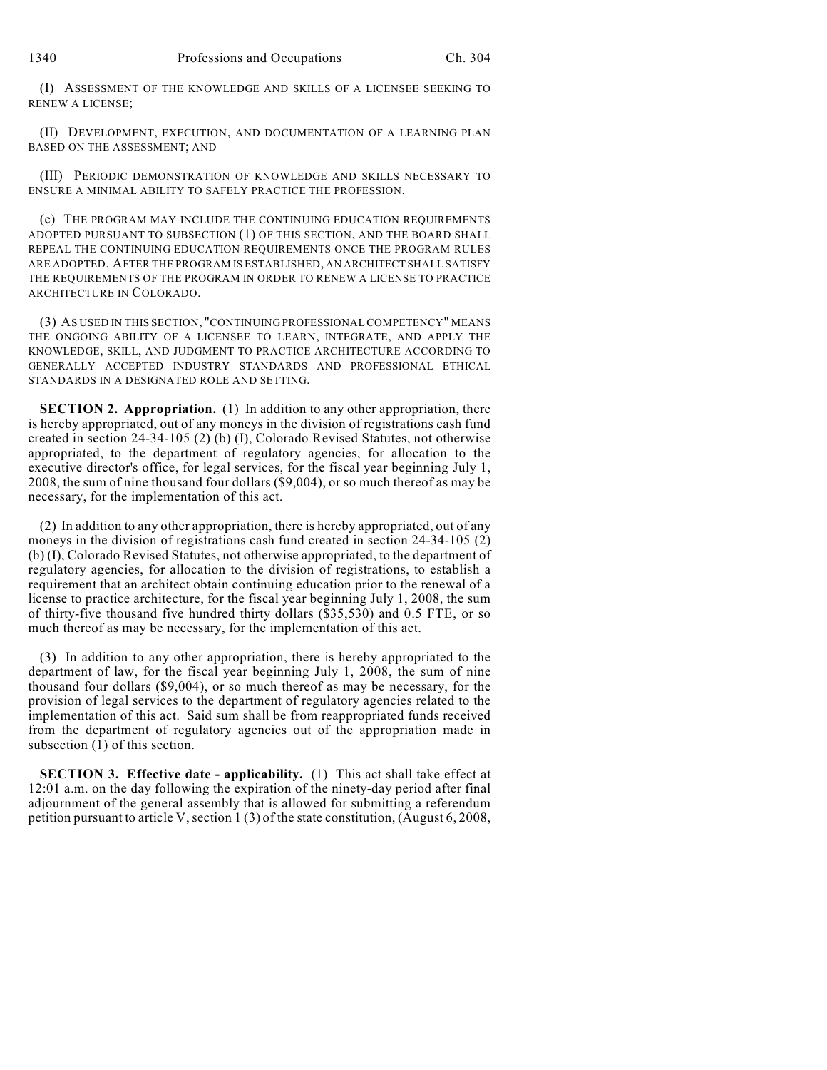(I) ASSESSMENT OF THE KNOWLEDGE AND SKILLS OF A LICENSEE SEEKING TO RENEW A LICENSE;

(II) DEVELOPMENT, EXECUTION, AND DOCUMENTATION OF A LEARNING PLAN BASED ON THE ASSESSMENT; AND

(III) PERIODIC DEMONSTRATION OF KNOWLEDGE AND SKILLS NECESSARY TO ENSURE A MINIMAL ABILITY TO SAFELY PRACTICE THE PROFESSION.

(c) THE PROGRAM MAY INCLUDE THE CONTINUING EDUCATION REQUIREMENTS ADOPTED PURSUANT TO SUBSECTION (1) OF THIS SECTION, AND THE BOARD SHALL REPEAL THE CONTINUING EDUCATION REQUIREMENTS ONCE THE PROGRAM RULES ARE ADOPTED. AFTER THE PROGRAM IS ESTABLISHED, AN ARCHITECT SHALL SATISFY THE REQUIREMENTS OF THE PROGRAM IN ORDER TO RENEW A LICENSE TO PRACTICE ARCHITECTURE IN COLORADO.

(3) AS USED IN THIS SECTION, "CONTINUING PROFESSIONAL COMPETENCY" MEANS THE ONGOING ABILITY OF A LICENSEE TO LEARN, INTEGRATE, AND APPLY THE KNOWLEDGE, SKILL, AND JUDGMENT TO PRACTICE ARCHITECTURE ACCORDING TO GENERALLY ACCEPTED INDUSTRY STANDARDS AND PROFESSIONAL ETHICAL STANDARDS IN A DESIGNATED ROLE AND SETTING.

**SECTION 2. Appropriation.** (1) In addition to any other appropriation, there is hereby appropriated, out of any moneys in the division of registrations cash fund created in section 24-34-105 (2) (b) (I), Colorado Revised Statutes, not otherwise appropriated, to the department of regulatory agencies, for allocation to the executive director's office, for legal services, for the fiscal year beginning July 1, 2008, the sum of nine thousand four dollars ($9,004), or so much thereof as may be necessary, for the implementation of this act.

(2) In addition to any other appropriation, there is hereby appropriated, out of any moneys in the division of registrations cash fund created in section 24-34-105 (2) (b) (I), Colorado Revised Statutes, not otherwise appropriated, to the department of regulatory agencies, for allocation to the division of registrations, to establish a requirement that an architect obtain continuing education prior to the renewal of a license to practice architecture, for the fiscal year beginning July 1, 2008, the sum of thirty-five thousand five hundred thirty dollars ($35,530) and 0.5 FTE, or so much thereof as may be necessary, for the implementation of this act.

(3) In addition to any other appropriation, there is hereby appropriated to the department of law, for the fiscal year beginning July 1, 2008, the sum of nine thousand four dollars ($9,004), or so much thereof as may be necessary, for the provision of legal services to the department of regulatory agencies related to the implementation of this act. Said sum shall be from reappropriated funds received from the department of regulatory agencies out of the appropriation made in subsection (1) of this section.

**SECTION 3. Effective date - applicability.** (1) This act shall take effect at 12:01 a.m. on the day following the expiration of the ninety-day period after final adjournment of the general assembly that is allowed for submitting a referendum petition pursuant to article V, section 1 (3) of the state constitution, (August 6, 2008,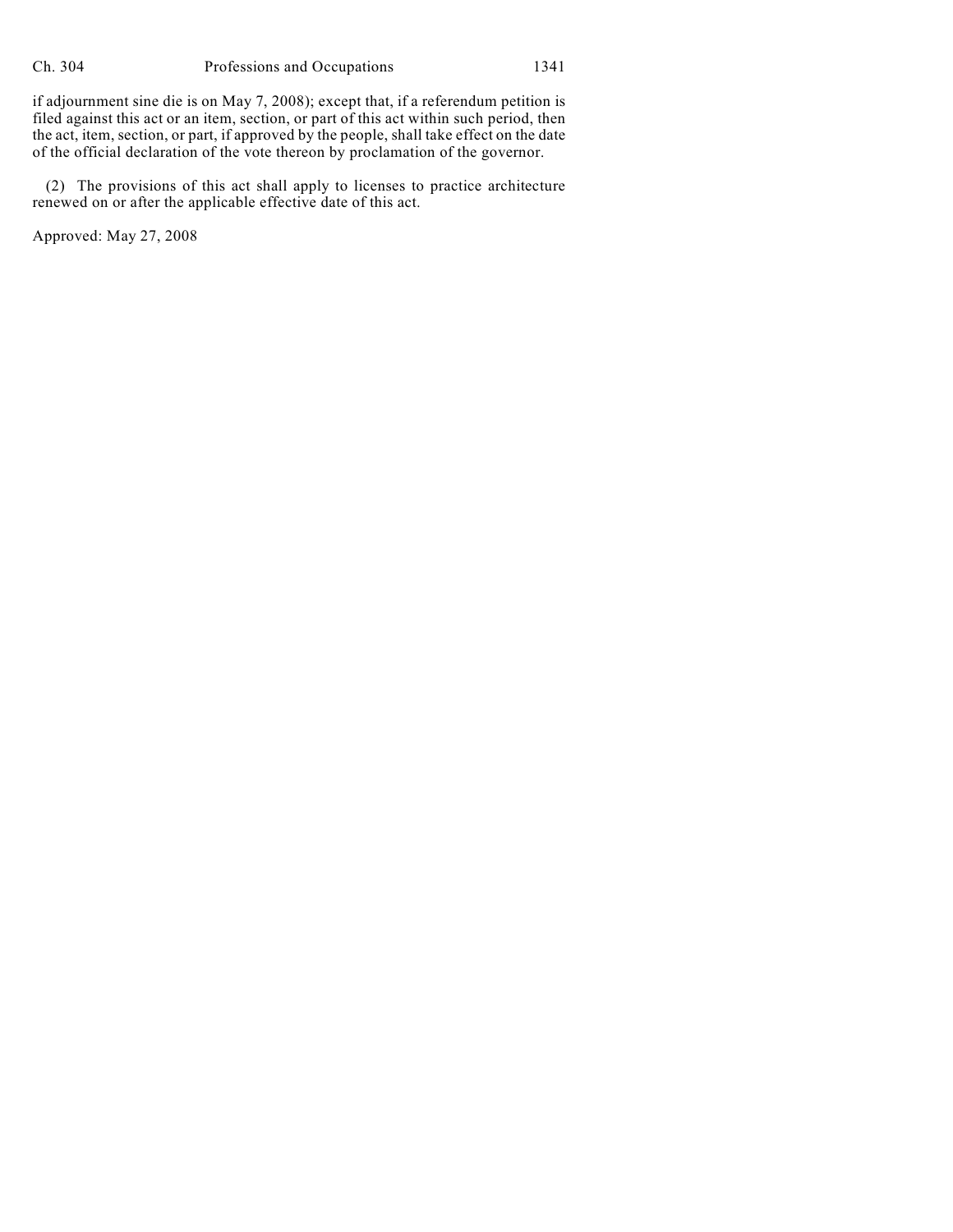if adjournment sine die is on May 7, 2008); except that, if a referendum petition is filed against this act or an item, section, or part of this act within such period, then the act, item, section, or part, if approved by the people, shall take effect on the date of the official declaration of the vote thereon by proclamation of the governor.

(2) The provisions of this act shall apply to licenses to practice architecture renewed on or after the applicable effective date of this act.

Approved: May 27, 2008